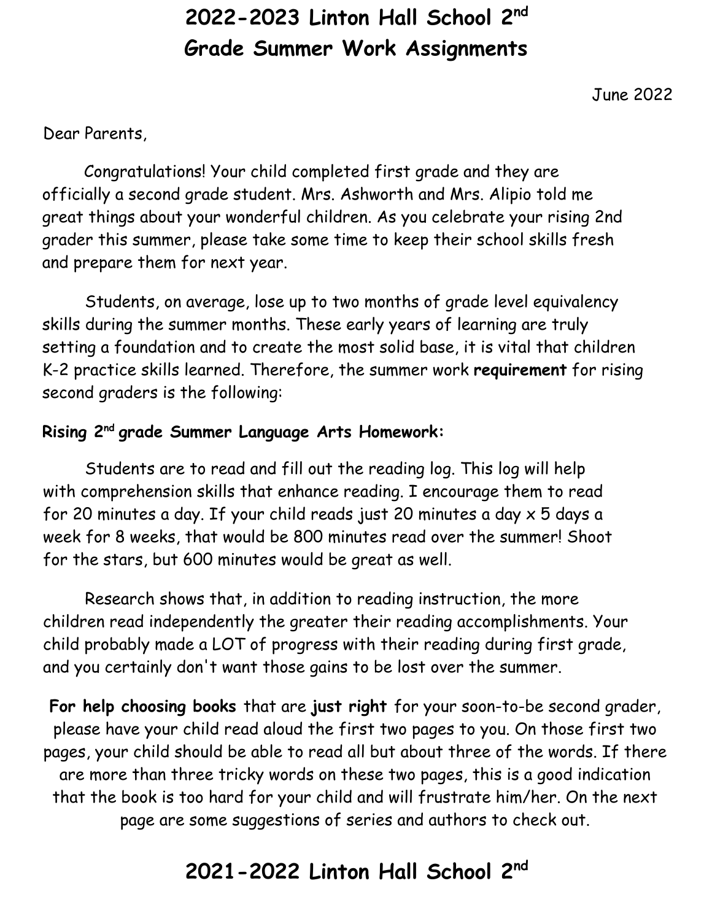# 2022-2023 Linton Hall School 2nd Grade Summer Work Assignments

June 2022

Dear Parents,

Congratulations! Your child completed first grade and they are officially a second grade student. Mrs. Ashworth and Mrs. Alipio told me great things about your wonderful children. As you celebrate your rising 2nd grader this summer, please take some time to keep their school skills fresh and prepare them for next year.

Students, on average, lose up to two months of grade level equivalency skills during the summer months. These early years of learning are truly setting a foundation and to create the most solid base, it is vital that children K-2 practice skills learned. Therefore, the summer work **requirement** for rising second graders is the following:

**Rising 2nd grade Summer Language Arts Homework:**

Students are to read and fill out the reading log. This log will help with comprehension skills that enhance reading. I encourage them to read for 20 minutes a day. If your child reads just 20 minutes a day x 5 days a week for 8 weeks, that would be 800 minutes read over the summer! Shoot for the stars, but 600 minutes would be great as well.

Research shows that, in addition to reading instruction, the more children read independently the greater their reading accomplishments. Your child probably made a LOT of progress with their reading during first grade, and you certainly don't want those gains to be lost over the summer.

**For help choosing books** that are **just right** for your soon-to-be second grader, please have your child read aloud the first two pages to you. On those first two pages, your child should be able to read all but about three of the words. If there are more than three tricky words on these two pages, this is a good indication that the book is too hard for your child and will frustrate him/her. On the next page are some suggestions of series and authors to check out.

# 2021-2022 Linton Hall School 2nd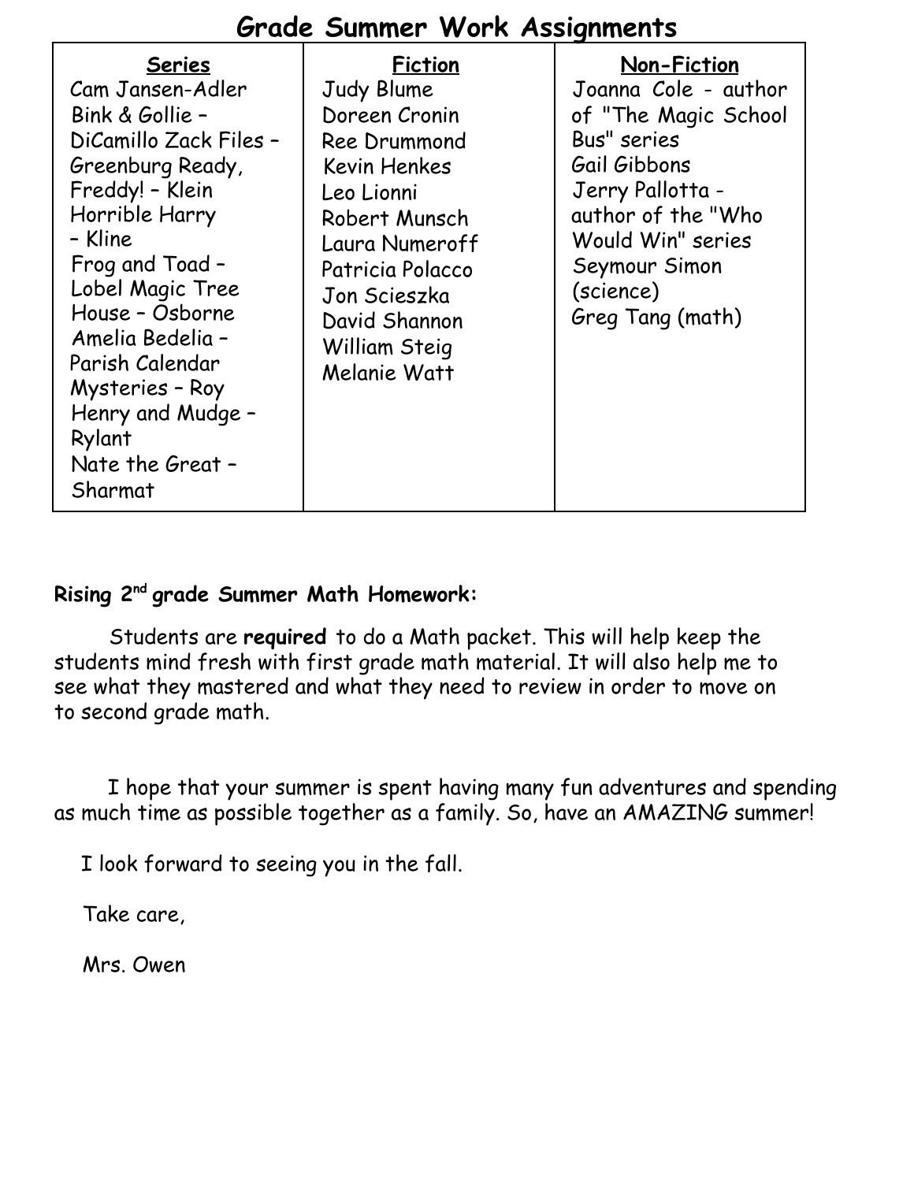## Grade Summer Work Assignments

| Series | Fiction | Non-Fiction |
|---|---|---|
| Cam Jansen-Adler<br>Bink & Gollie –<br>DiCamillo Zack Files –<br>Greenburg Ready,<br>Freddy! – Klein<br>Horrible Harry<br>– Kline<br>Frog and Toad –<br>Lobel Magic Tree<br>House – Osborne<br>Amelia Bedelia –<br>Parish Calendar<br>Mysteries – Roy<br>Henry and Mudge –<br>Rylant<br>Nate the Great –<br>Sharmat | Judy Blume<br>Doreen Cronin<br>Ree Drummond<br>Kevin Henkes<br>Leo Lionni<br>Robert Munsch<br>Laura Numeroff<br>Patricia Polacco<br>Jon Scieszka<br>David Shannon<br>William Steig<br>Melanie Watt | Joanna Cole - author of "The Magic School Bus" series<br>Gail Gibbons<br>Jerry Pallotta - author of the "Who Would Win" series<br>Seymour Simon (science)<br>Greg Tang (math) |

**Rising 2nd grade Summer Math Homework:**

Students are **required** to do a Math packet. This will help keep the students mind fresh with first grade math material. It will also help me to see what they mastered and what they need to review in order to move on to second grade math.

I hope that your summer is spent having many fun adventures and spending as much time as possible together as a family. So, have an AMAZING summer!

I look forward to seeing you in the fall.

Take care,

Mrs. Owen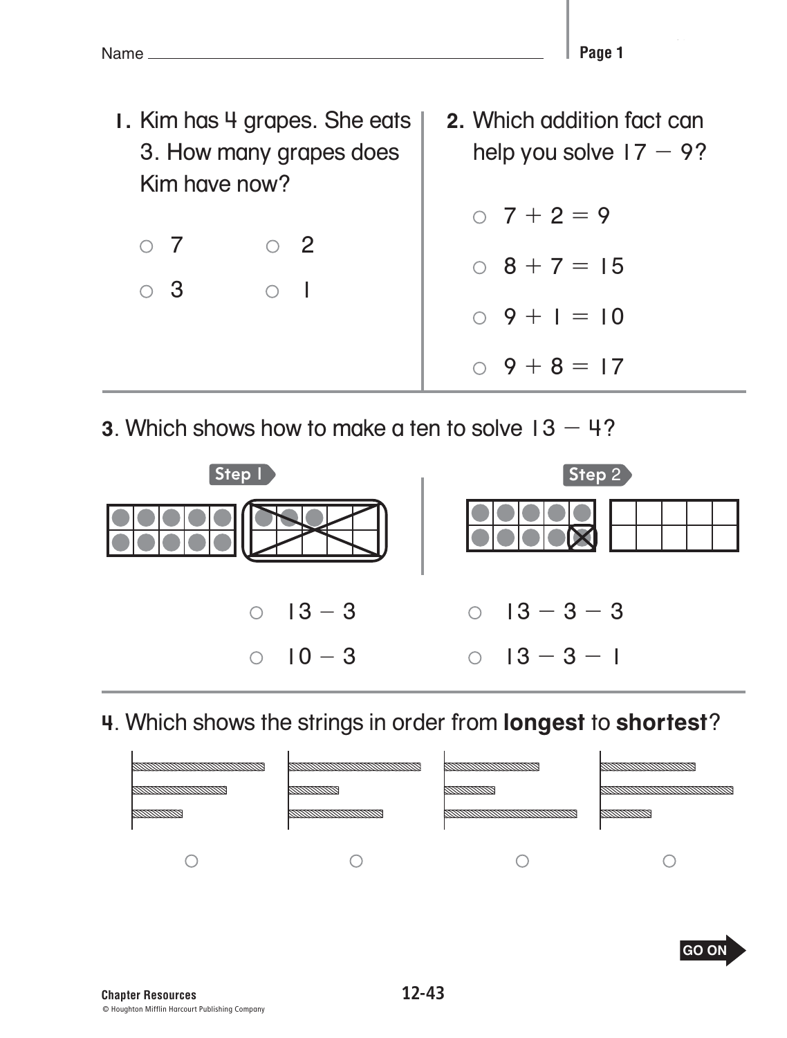Name

**1.** Kim has 4 grapes. She eats 3. How many grapes does Kim have now?

- ○ 7
- ○ 2
- ○ 3
- ○ 1

**2.** Which addition fact can help you solve $17 - 9$?

- ○ $7 + 2 = 9$
- ○ $8 + 7 = 15$
- ○ $9 + 1 = 10$
- ○ $9 + 8 = 17$

**3.** Which shows how to make a ten to solve $13 - 4$?

Step 1

Step 2

- ○ $13 - 3$
- ○ $13 - 3 - 3$
- ○ $10 - 3$
- ○ $13 - 3 - 1$

**4.** Which shows the strings in order from **longest** to **shortest**?

- ○
- ○
- ○
- ○

GO ON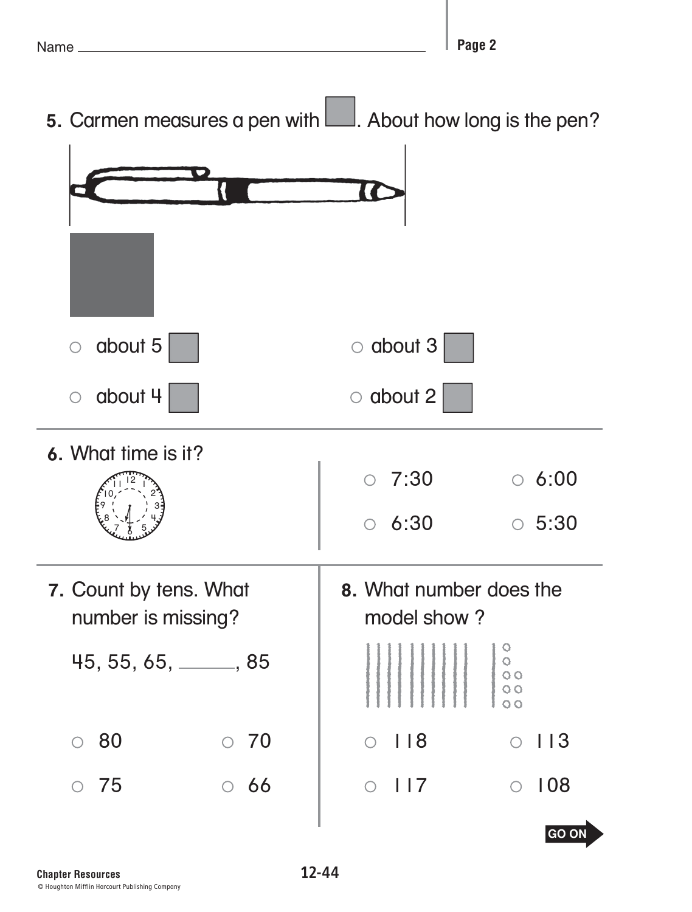Name ________________________________

5. Carmen measures a pen with ▢. About how long is the pen?

○ about 5 ▢

○ about 3 ▢

○ about 4 ▢

○ about 2 ▢

6. What time is it?

○ 7:30

○ 6:00

○ 6:30

○ 5:30

7. Count by tens. What number is missing?

45, 55, 65, ______, 85

○ 80

○ 70

○ 75

○ 66

8. What number does the model show?

○ 118

○ 113

○ 117

○ 108

GO ON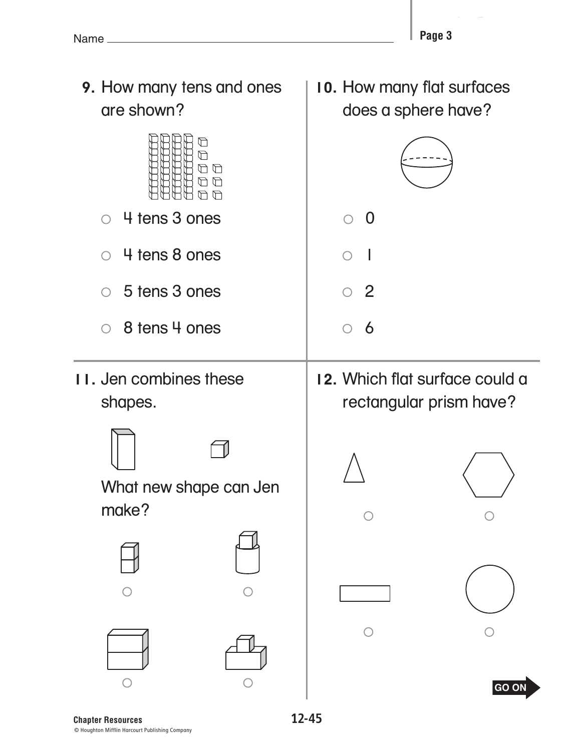Name

9. How many tens and ones are shown?

- ○ 4 tens 3 ones
- ○ 4 tens 8 ones
- ○ 5 tens 3 ones
- ○ 8 tens 4 ones

10. How many flat surfaces does a sphere have?

- ○ 0
- ○ 1
- ○ 2
- ○ 6

11. Jen combines these shapes.

What new shape can Jen make?

12. Which flat surface could a rectangular prism have?

GO ON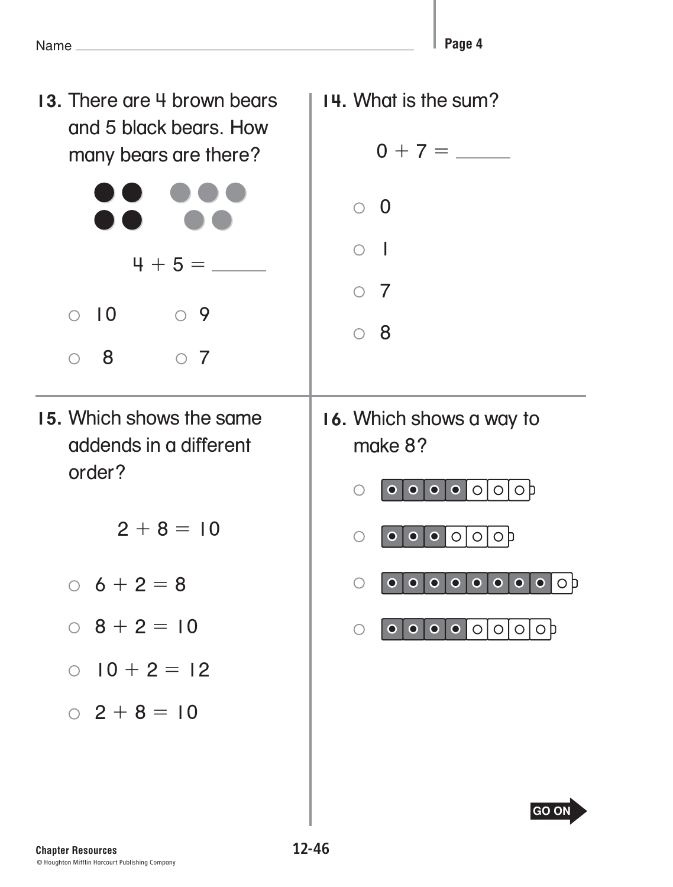Name ______________________________

**13.** There are 4 brown bears and 5 black bears. How many bears are there?

$4 + 5 =$ \_\_\_\_\_

○ 10 ○ 9

○ 8 ○ 7

**14.** What is the sum?

$0 + 7 =$ \_\_\_\_\_

○ 0

○ 1

○ 7

○ 8

**15.** Which shows the same addends in a different order?

$2 + 8 = 10$

○ $6 + 2 = 8$

○ $8 + 2 = 10$

○ $10 + 2 = 12$

○ $2 + 8 = 10$

**16.** Which shows a way to make 8?

○

○

○

○

GO ON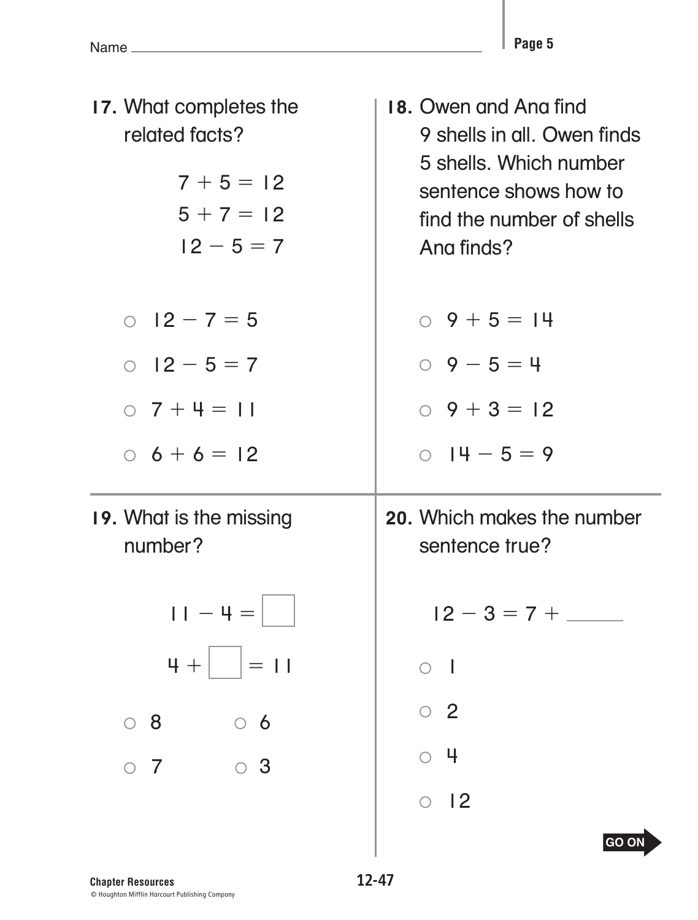Name ________________________________

**17.** What completes the related facts?

$$7 + 5 = 12$$
$$5 + 7 = 12$$
$$12 - 5 = 7$$

- ○ $12 - 7 = 5$
- ○ $12 - 5 = 7$
- ○ $7 + 4 = 11$
- ○ $6 + 6 = 12$

**18.** Owen and Ana find 9 shells in all. Owen finds 5 shells. Which number sentence shows how to find the number of shells Ana finds?

- ○ $9 + 5 = 14$
- ○ $9 - 5 = 4$
- ○ $9 + 3 = 12$
- ○ $14 - 5 = 9$

**19.** What is the missing number?

$$11 - 4 = \square$$
$$4 + \square = 11$$

- ○ 8
- ○ 6
- ○ 7
- ○ 3

**20.** Which makes the number sentence true?

$$12 - 3 = 7 + \underline{\quad\quad}$$

- ○ 1
- ○ 2
- ○ 4
- ○ 12

GO ON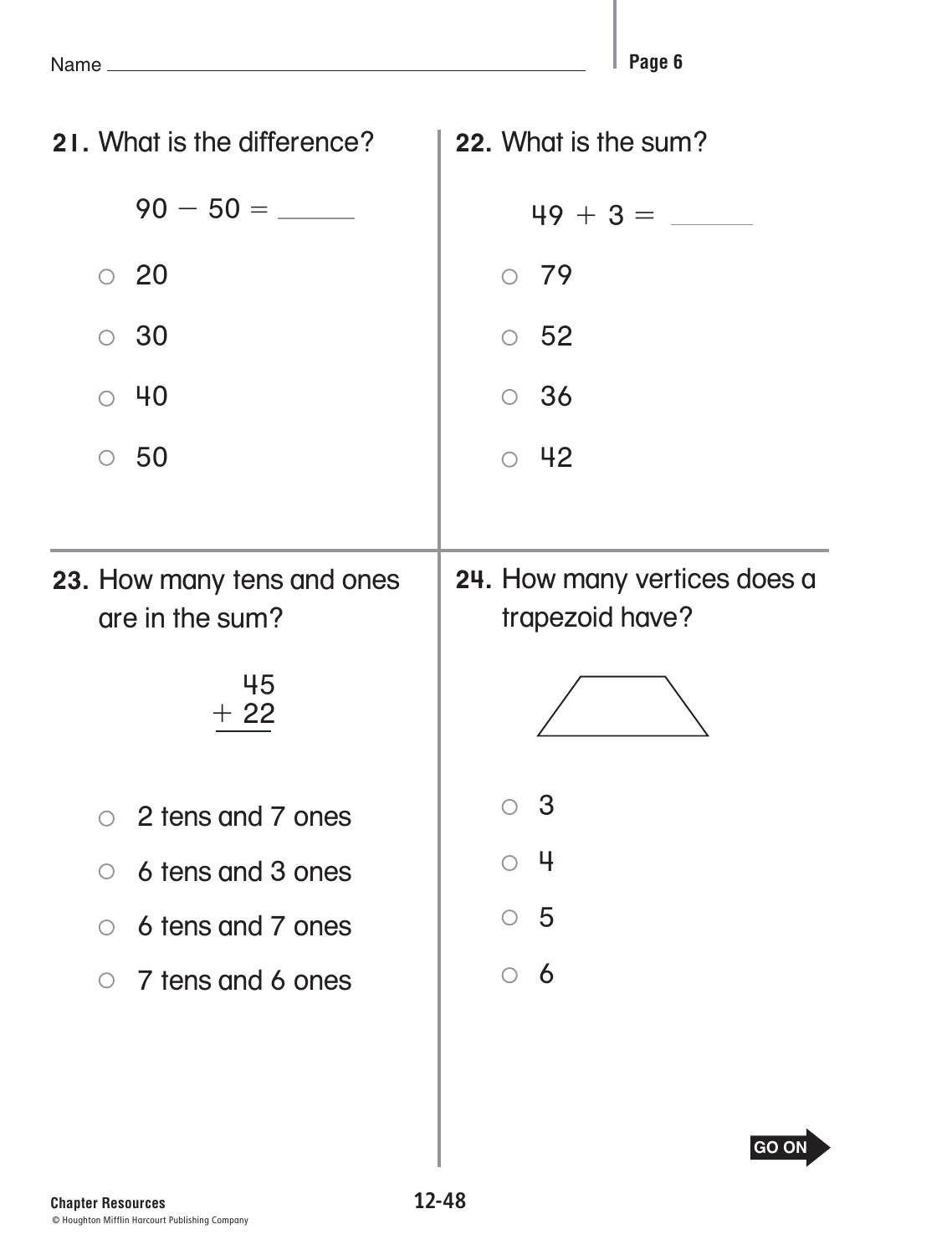Name

**21.** What is the difference?

$90 - 50 =$ ______

- ○ 20
- ○ 30
- ○ 40
- ○ 50

**22.** What is the sum?

$49 + 3 =$ ______

- ○ 79
- ○ 52
- ○ 36
- ○ 42

**23.** How many tens and ones are in the sum?

$$\begin{array}{r} 45 \\ +\ 22 \\ \hline \end{array}$$

- ○ 2 tens and 7 ones
- ○ 6 tens and 3 ones
- ○ 6 tens and 7 ones
- ○ 7 tens and 6 ones

**24.** How many vertices does a trapezoid have?

- ○ 3
- ○ 4
- ○ 5
- ○ 6

GO ON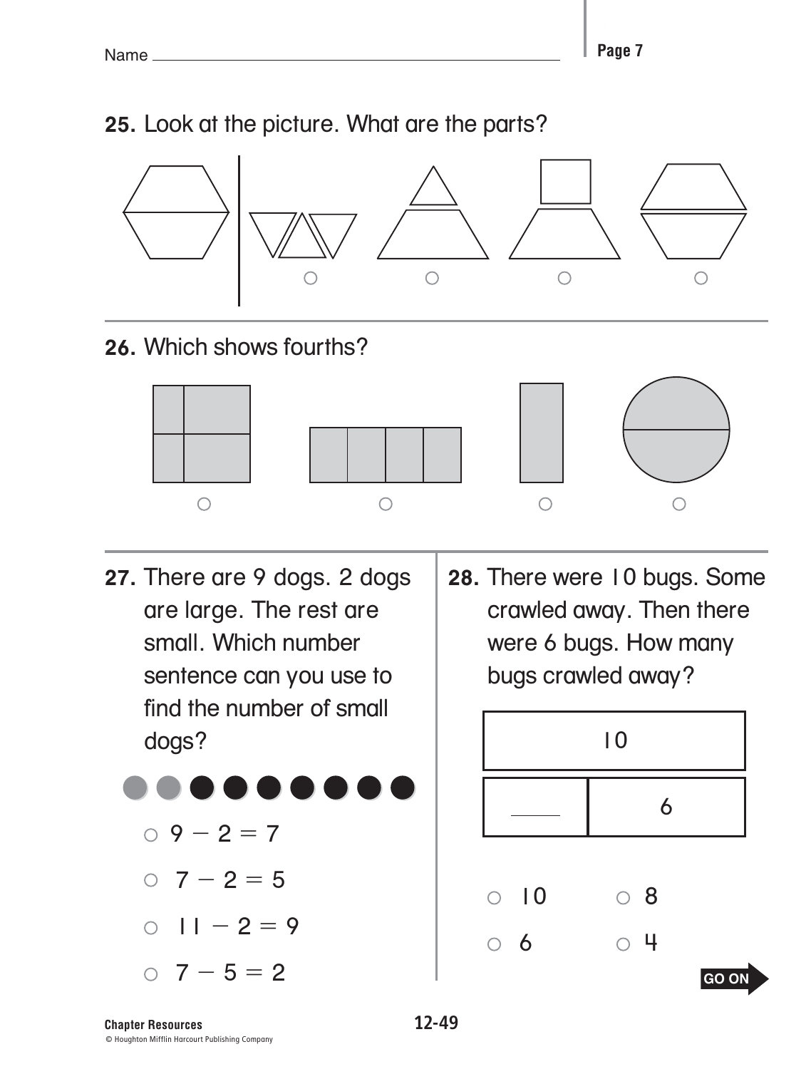Name ______________________________

**25.** Look at the picture. What are the parts?

○ ○ ○ ○

---

**26.** Which shows fourths?

○ ○ ○ ○

---

**27.** There are 9 dogs. 2 dogs are large. The rest are small. Which number sentence can you use to find the number of small dogs?

○ $9 - 2 = 7$

○ $7 - 2 = 5$

○ $11 - 2 = 9$

○ $7 - 5 = 2$

**28.** There were 10 bugs. Some crawled away. Then there were 6 bugs. How many bugs crawled away?

| 10 | |
|---|---|
| ____ | 6 |

○ 10 ○ 8

○ 6 ○ 4

GO ON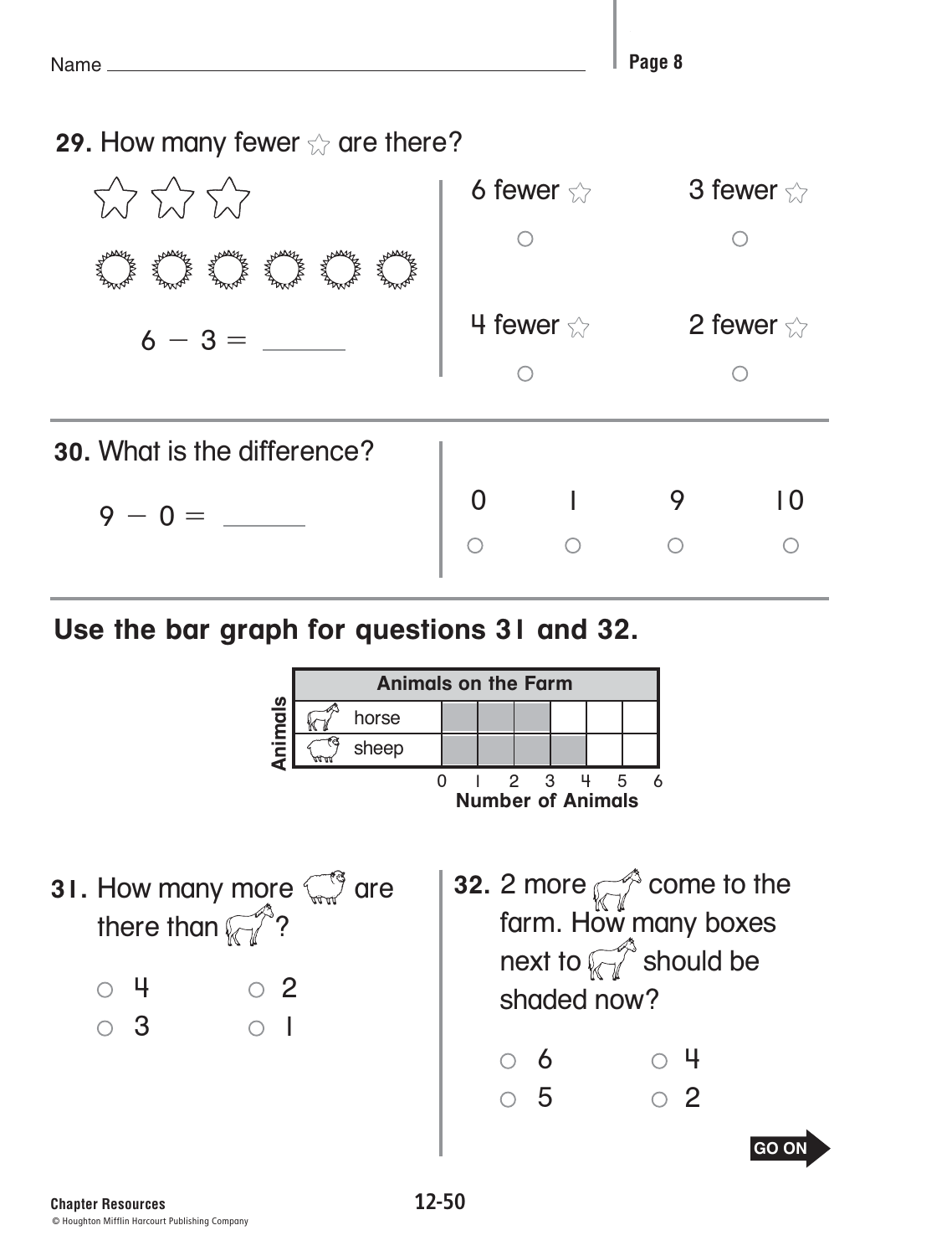Name ______________________________

**29.** How many fewer ☆ are there?

☆ ☆ ☆

✹ ✹ ✹ ✹ ✹ ✹

$6 - 3 =$ ______

- ○ 6 fewer ☆
- ○ 3 fewer ☆
- ○ 4 fewer ☆
- ○ 2 fewer ☆

---

**30.** What is the difference?

$9 - 0 =$ ______

- ○ 0
- ○ 1
- ○ 9
- ○ 10

---

**Use the bar graph for questions 31 and 32.**

**Animals on the Farm**

| Animals | 1 | 2 | 3 | 4 | 5 | 6 |
|---|---|---|---|---|---|---|
| horse | ■ | ■ | ■ | | | |
| sheep | ■ | ■ | ■ | ■ | | |

**Number of Animals** (0 1 2 3 4 5 6)

**31.** How many more sheep are there than horse?

- ○ 4
- ○ 2
- ○ 3
- ○ 1

**32.** 2 more horse come to the farm. How many boxes next to horse should be shaded now?

- ○ 6
- ○ 4
- ○ 5
- ○ 2

GO ON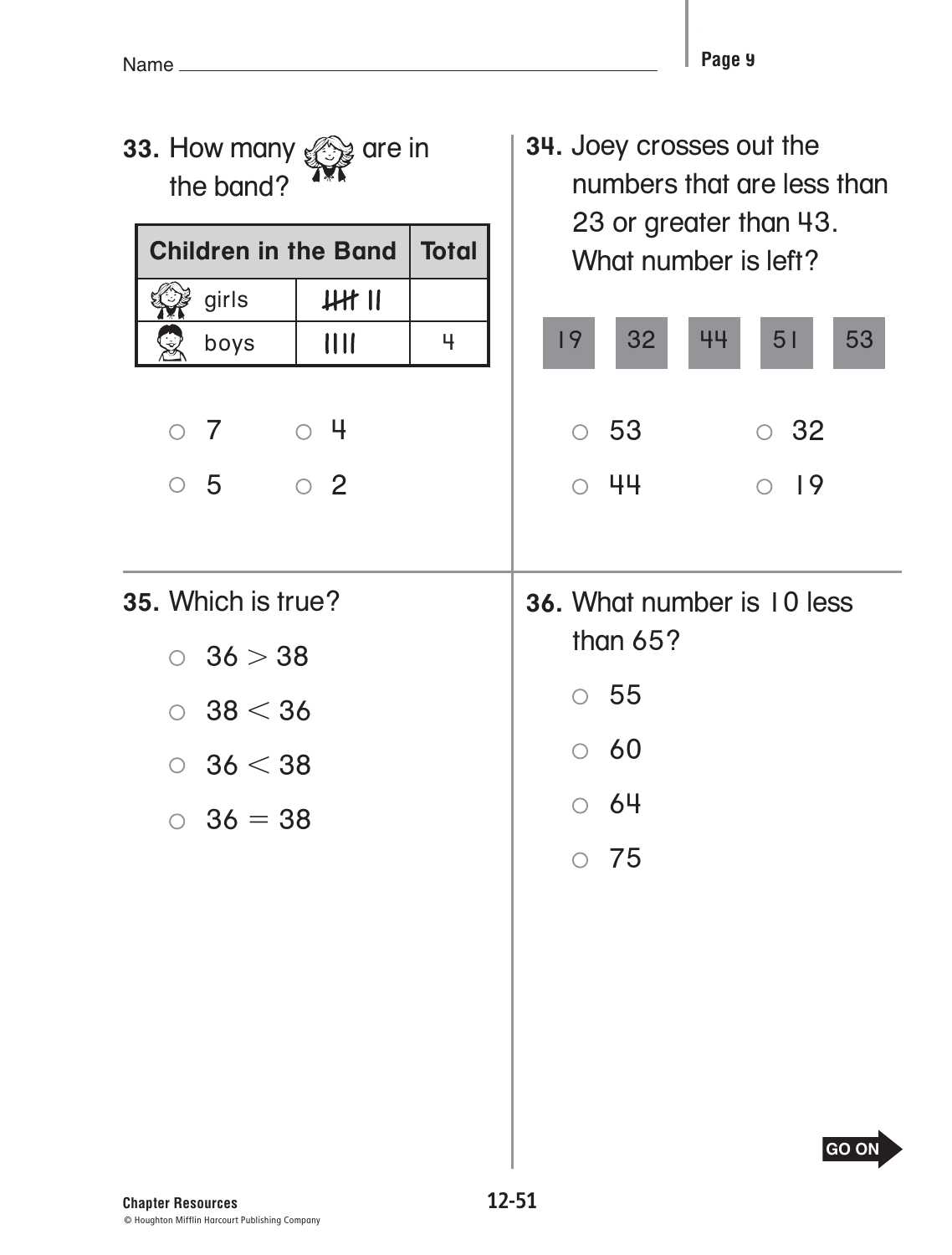Name ______________________

**33.** How many girls are in the band?

| Children in the Band | | Total |
|---|---|---|
| girls | ~~IIII~~ II | |
| boys | IIII | 4 |

- ○ 7
- ○ 4
- ○ 5
- ○ 2

**34.** Joey crosses out the numbers that are less than 23 or greater than 43. What number is left?

| 19 | 32 | 44 | 51 | 53 |
|---|---|---|---|---|

- ○ 53
- ○ 32
- ○ 44
- ○ 19

**35.** Which is true?

- ○ $36 > 38$
- ○ $38 < 36$
- ○ $36 < 38$
- ○ $36 = 38$

**36.** What number is 10 less than 65?

- ○ 55
- ○ 60
- ○ 64
- ○ 75

GO ON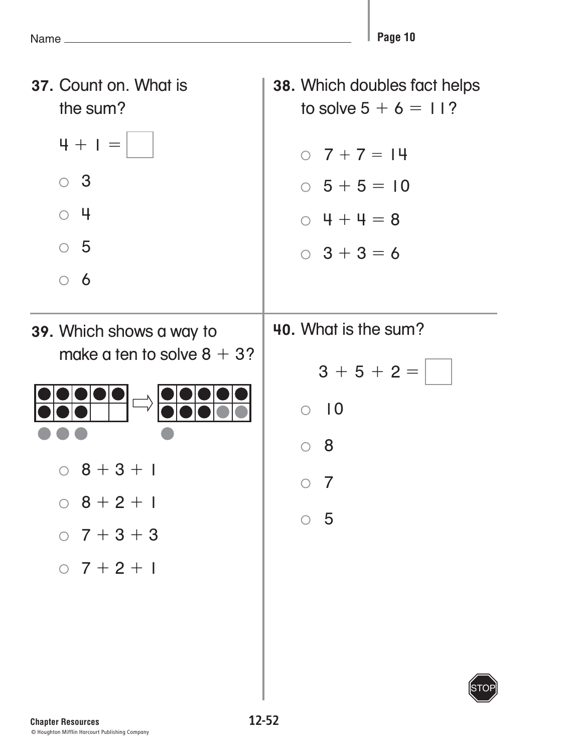Name ______________________

**37.** Count on. What is the sum?

$4 + 1 = \square$

- ○ 3
- ○ 4
- ○ 5
- ○ 6

**38.** Which doubles fact helps to solve $5 + 6 = 11$?

- ○ $7 + 7 = 14$
- ○ $5 + 5 = 10$
- ○ $4 + 4 = 8$
- ○ $3 + 3 = 6$

**39.** Which shows a way to make a ten to solve $8 + 3$?

- ○ $8 + 3 + 1$
- ○ $8 + 2 + 1$
- ○ $7 + 3 + 3$
- ○ $7 + 2 + 1$

**40.** What is the sum?

$3 + 5 + 2 = \square$

- ○ 10
- ○ 8
- ○ 7
- ○ 5

STOP

Chapter Resources

© Houghton Mifflin Harcourt Publishing Company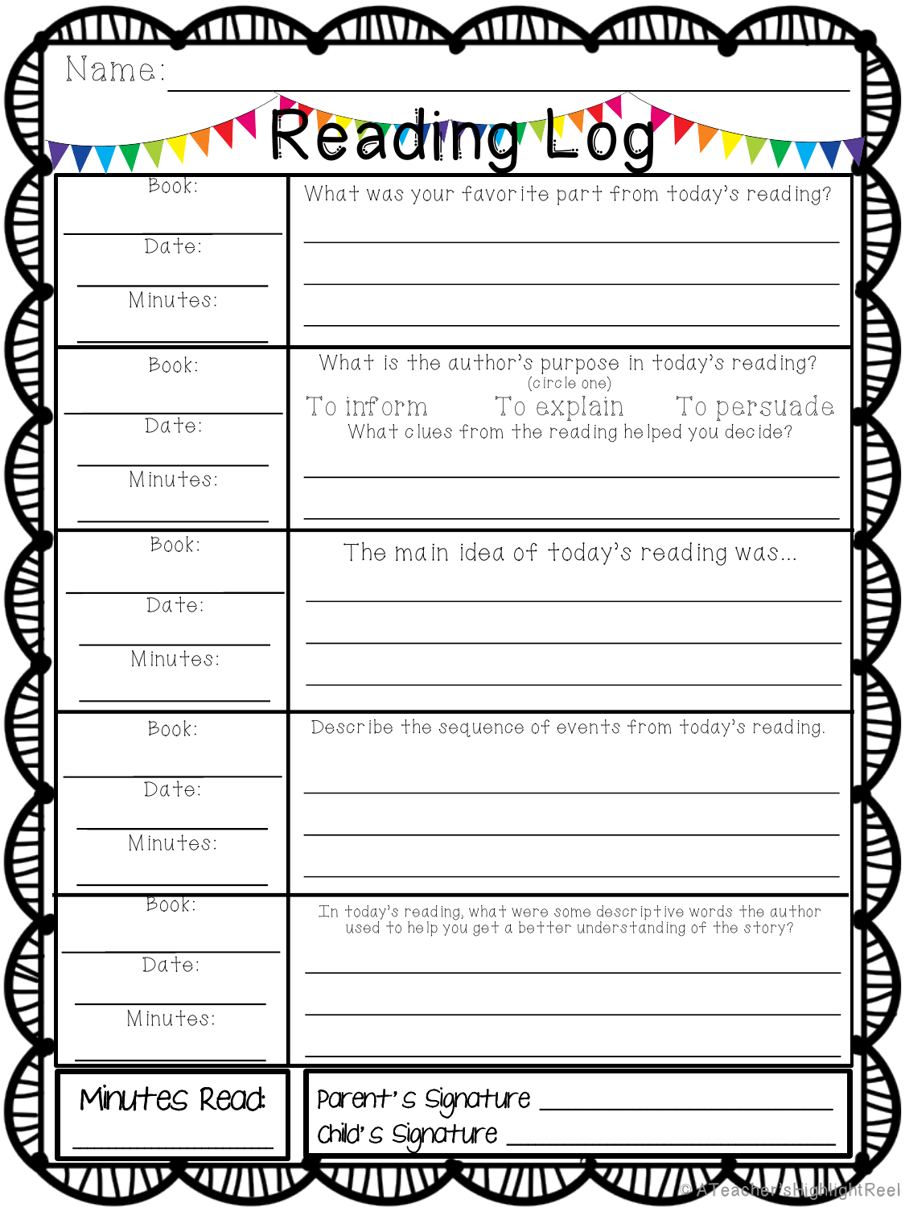Name: ______________________________

# Reading Log

| Book / Date / Minutes | Response |
| --- | --- |
| Book: ____________ Date: ____________ Minutes: ____________ | What was your favorite part from today's reading? ______________________________ ______________________________ ______________________________ |
| Book: ____________ Date: ____________ Minutes: ____________ | What is the author's purpose in today's reading? (circle one) To inform To explain To persuade What clues from the reading helped you decide? ______________________________ ______________________________ |
| Book: ____________ Date: ____________ Minutes: ____________ | The main idea of today's reading was... ______________________________ ______________________________ ______________________________ |
| Book: ____________ Date: ____________ Minutes: ____________ | Describe the sequence of events from today's reading. ______________________________ ______________________________ ______________________________ |
| Book: ____________ Date: ____________ Minutes: ____________ | In today's reading, what were some descriptive words the author used to help you get a better understanding of the story? ______________________________ ______________________________ ______________________________ |

**Minutes Read:** ____________

**Parent's Signature** ______________________________

**Child's Signature** ______________________________

© ATeachersHighlightReel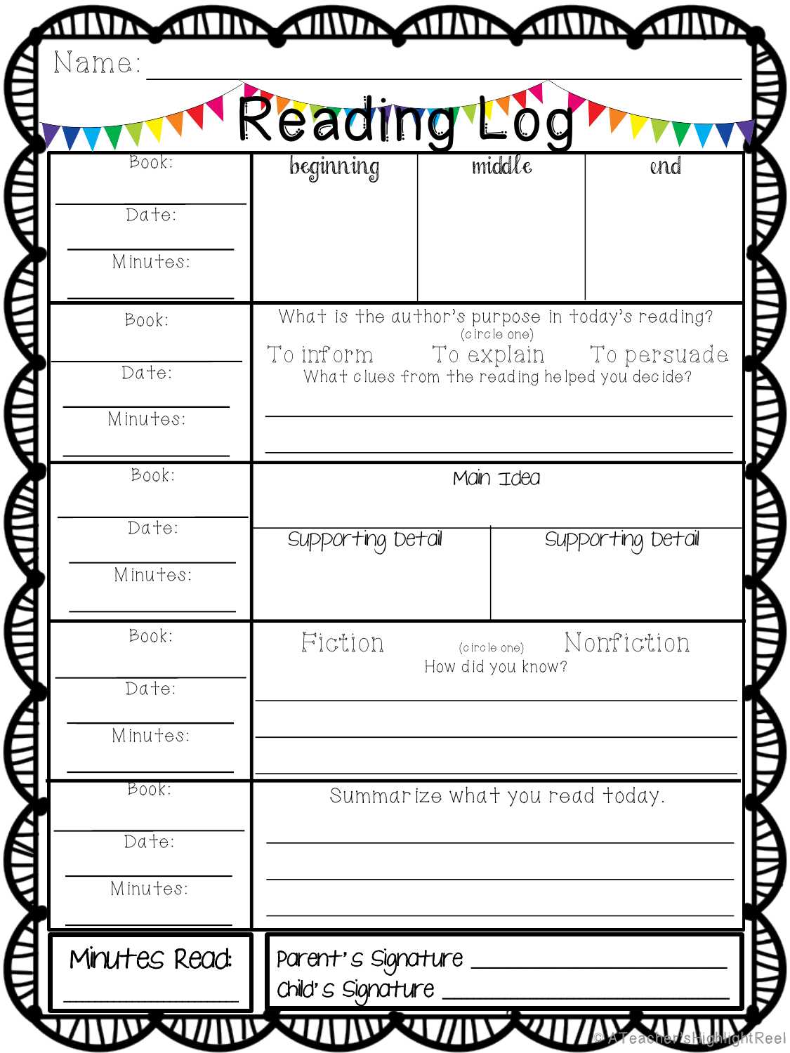Name: ______________________________

# Reading Log

| Book: ______ Date: ______ Minutes: ______ | beginning | middle | end |
|---|---|---|---|

| Book: ______ Date: ______ Minutes: ______ | What is the author's purpose in today's reading? (circle one) To inform To explain To persuade What clues from the reading helped you decide? ______________________ ______________________ |
|---|---|

| Book: ______ Date: ______ Minutes: ______ | Main Idea | |
|---|---|---|
| | Supporting Detail | Supporting Detail |

| Book: ______ Date: ______ Minutes: ______ | Fiction (circle one) Nonfiction How did you know? ______________________ ______________________ ______________________ |
|---|---|

| Book: ______ Date: ______ Minutes: ______ | Summarize what you read today. ______________________ ______________________ ______________________ |
|---|---|

| Minutes Read: ______ | Parent's Signature ______________ Child's Signature ______________ |
|---|---|

© ATeacher'sHighlightReel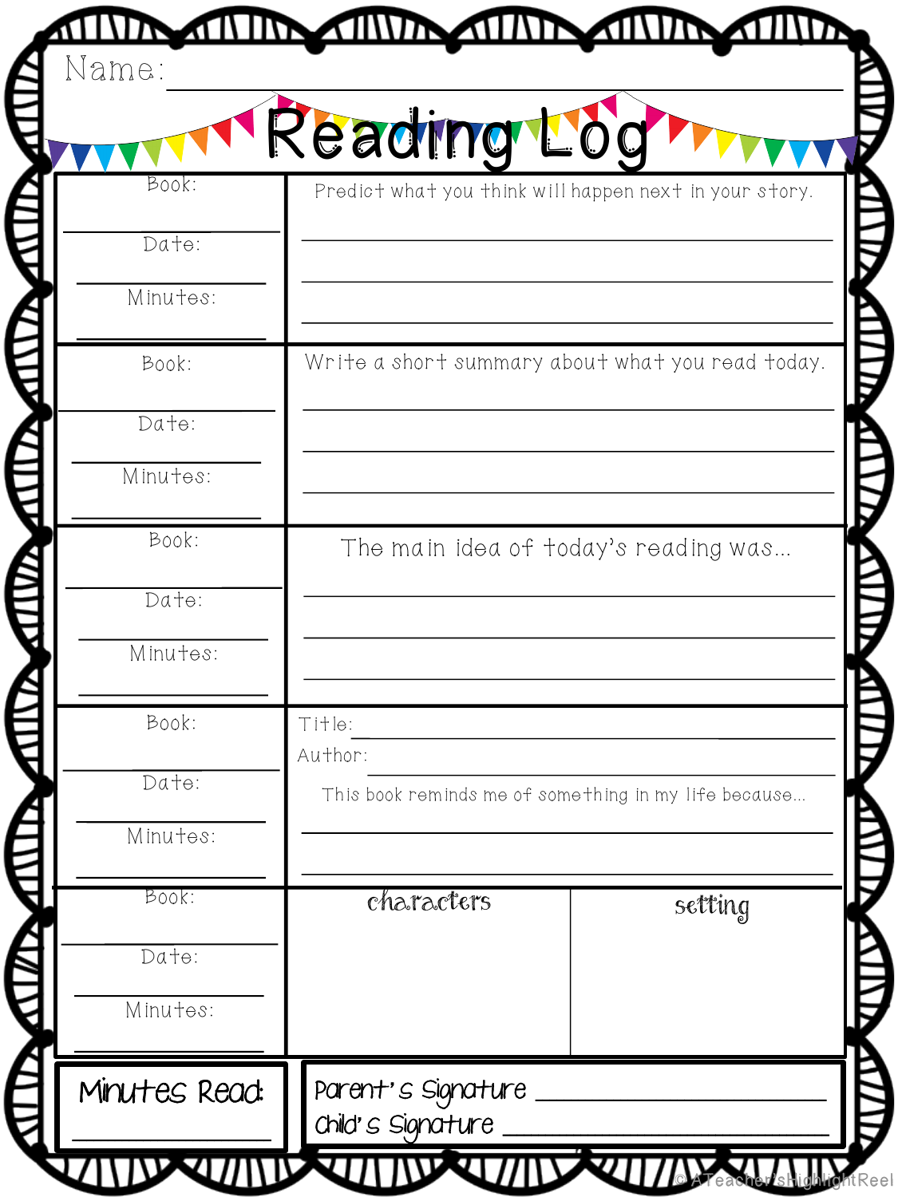Name: ______________________________

# Reading Log

| | |
|---|---|
| Book: ____________ Date: ____________ Minutes: ____________ | Predict what you think will happen next in your story. ____________ ____________ ____________ |
| Book: ____________ Date: ____________ Minutes: ____________ | Write a short summary about what you read today. ____________ ____________ ____________ |
| Book: ____________ Date: ____________ Minutes: ____________ | The main idea of today's reading was... ____________ ____________ ____________ |
| Book: ____________ Date: ____________ Minutes: ____________ | Title: ____________ Author: ____________ This book reminds me of something in my life because... ____________ ____________ |

| | characters | setting |
|---|---|---|
| Book: ____________ Date: ____________ Minutes: ____________ | | |

| | |
|---|---|
| Minutes Read: ____________ | Parent's Signature ____________ Child's Signature ____________ |

© A Teacher's Highlight Reel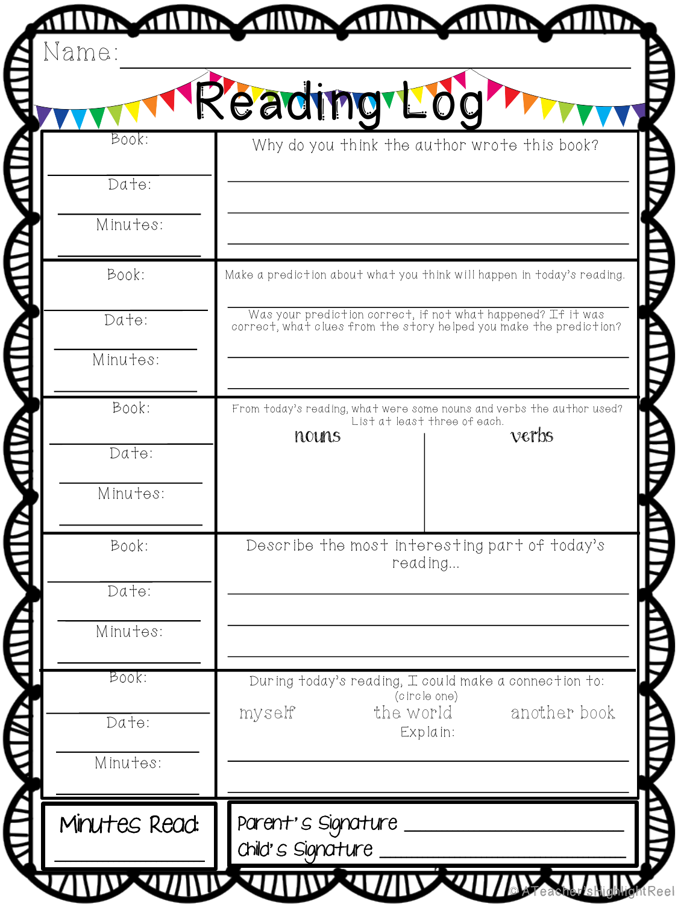Name: ____________________

# Reading Log

| | |
|---|---|
| Book: ______ Date: ______ Minutes: ______ | Why do you think the author wrote this book? ______ ______ ______ |
| Book: ______ Date: ______ Minutes: ______ | Make a prediction about what you think will happen in today's reading. ______ Was your prediction correct, if not what happened? If it was correct, what clues from the story helped you make the prediction? ______ ______ |
| Book: ______ Date: ______ Minutes: ______ | From today's reading, what were some nouns and verbs the author used? List at least three of each. **nouns** / **verbs** |
| Book: ______ Date: ______ Minutes: ______ | Describe the most interesting part of today's reading... ______ ______ ______ |
| Book: ______ Date: ______ Minutes: ______ | During today's reading, I could make a connection to: (circle one) myself / the world / another book. Explain: ______ ______ |

**Minutes Read:** ______

**Parent's Signature** ______

**Child's Signature** ______

© A Teacher's Highlight Reel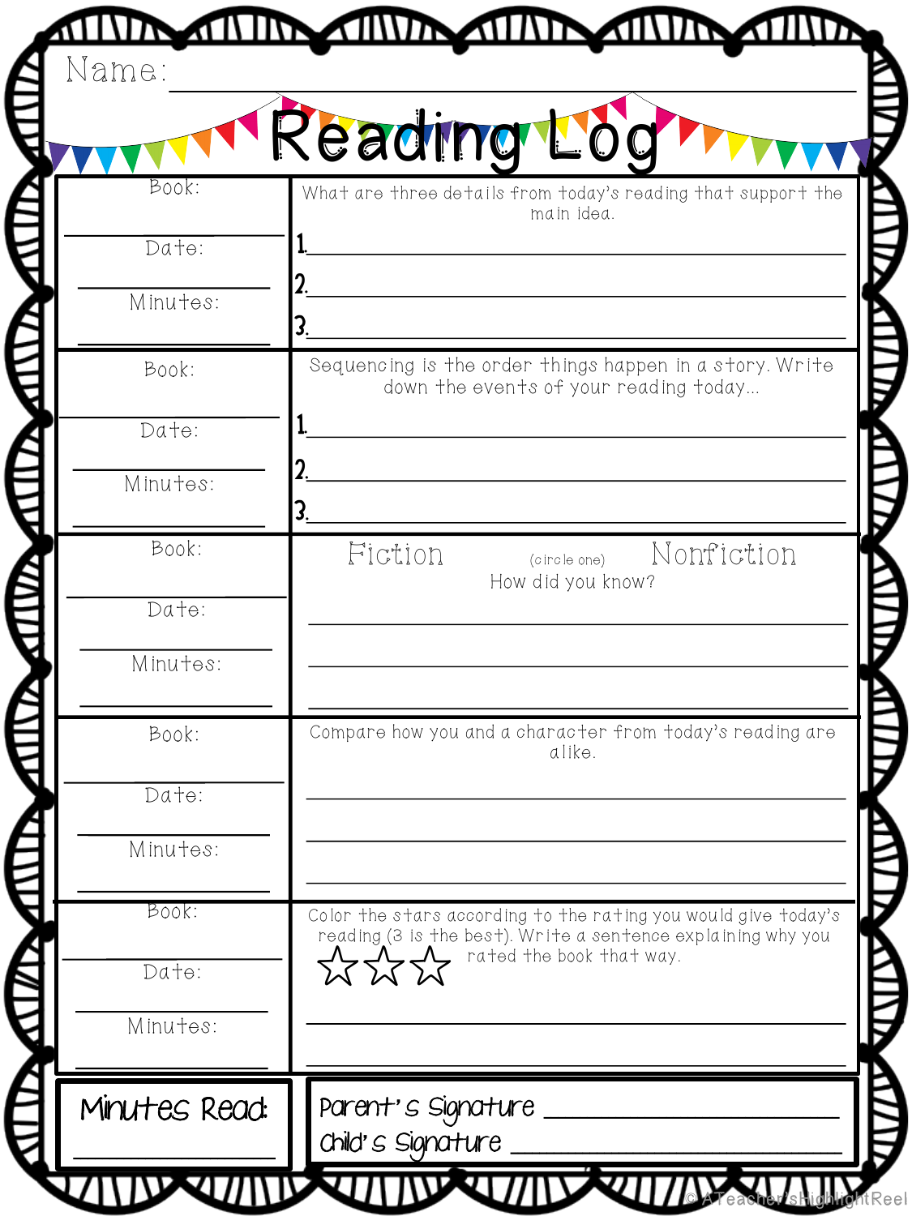Name: ______________________________

# Reading Log

| | |
|---|---|
| Book: ____________ Date: ____________ Minutes: ____________ | What are three details from today's reading that support the main idea. 1. ____________ 2. ____________ 3. ____________ |
| Book: ____________ Date: ____________ Minutes: ____________ | Sequencing is the order things happen in a story. Write down the events of your reading today... 1. ____________ 2. ____________ 3. ____________ |
| Book: ____________ Date: ____________ Minutes: ____________ | Fiction (circle one) Nonfiction How did you know? ____________ |
| Book: ____________ Date: ____________ Minutes: ____________ | Compare how you and a character from today's reading are alike. ____________ |
| Book: ____________ Date: ____________ Minutes: ____________ | Color the stars according to the rating you would give today's reading (3 is the best). Write a sentence explaining why you rated the book that way. ☆☆☆ ____________ |

| | |
|---|---|
| Minutes Read: ____________ | Parent's Signature ____________ Child's Signature ____________ |

© ATeachersHighlightReel